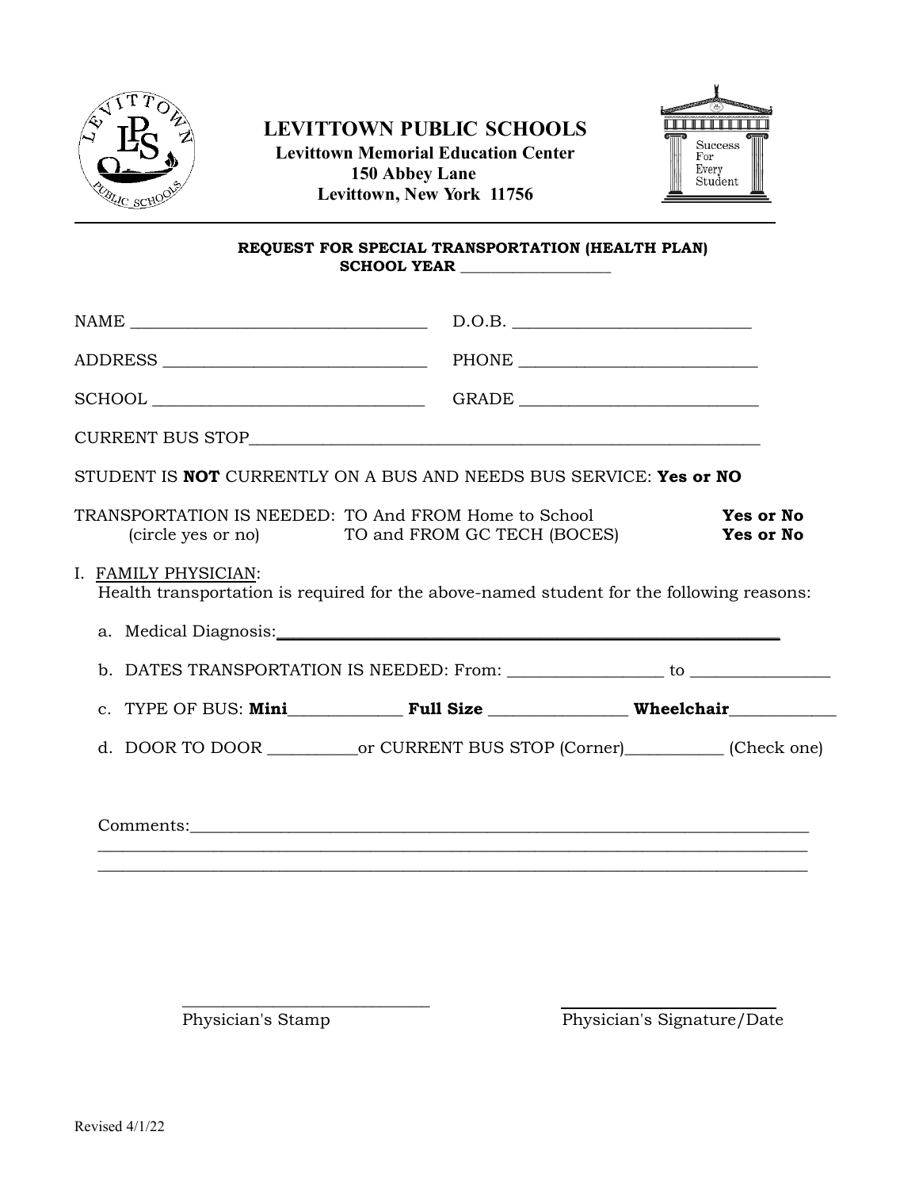# LEVITTOWN PUBLIC SCHOOLS

**Levittown Memorial Education Center**
**150 Abbey Lane**
**Levittown, New York 11756**

Success For Every Student

---

**REQUEST FOR SPECIAL TRANSPORTATION (HEALTH PLAN)**
**SCHOOL YEAR ________________**

NAME ___________________________________ D.O.B. ____________________________

ADDRESS _______________________________ PHONE ____________________________

SCHOOL ________________________________ GRADE ____________________________

CURRENT BUS STOP_______________________________________________________________

STUDENT IS **NOT** CURRENTLY ON A BUS AND NEEDS BUS SERVICE: **Yes or NO**

TRANSPORTATION IS NEEDED: TO And FROM Home to School **Yes or No**
(circle yes or no) TO and FROM GC TECH (BOCES) **Yes or No**

I. FAMILY PHYSICIAN:
Health transportation is required for the above-named student for the following reasons:

a. Medical Diagnosis:_____________________________________________________________

b. DATES TRANSPORTATION IS NEEDED: From: __________________ to ________________

c. TYPE OF BUS: **Mini**_____________ **Full Size** ________________ **Wheelchair**____________

d. DOOR TO DOOR __________or CURRENT BUS STOP (Corner)___________ (Check one)

Comments:_____________________________________________________________________
______________________________________________________________________________
______________________________________________________________________________

_____________________________ _____________________________
Physician's Stamp Physician's Signature/Date

Revised 4/1/22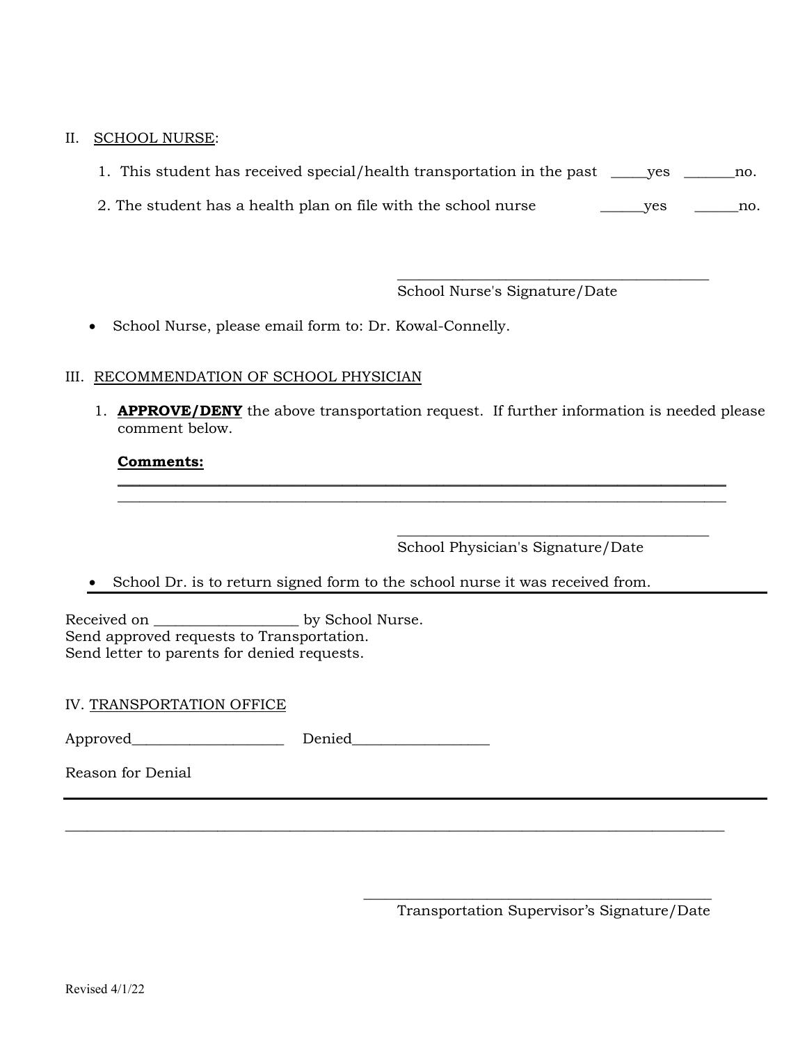II. SCHOOL NURSE:

1. This student has received special/health transportation in the past _____yes _______no.

2. The student has a health plan on file with the school nurse ______yes ______no.

_____________________________________________
School Nurse's Signature/Date

- School Nurse, please email form to: Dr. Kowal-Connelly.

III. RECOMMENDATION OF SCHOOL PHYSICIAN

1. **APPROVE/DENY** the above transportation request. If further information is needed please comment below.

   **Comments:**
   _____________________________________________________________________________________
   _____________________________________________________________________________________

_____________________________________________
School Physician's Signature/Date

- School Dr. is to return signed form to the school nurse it was received from.

---

Received on ____________________ by School Nurse.
Send approved requests to Transportation.
Send letter to parents for denied requests.

IV. TRANSPORTATION OFFICE

Approved_____________________ Denied___________________

Reason for Denial

---

_____________________________________________________________________________________

__________________________________________________
Transportation Supervisor's Signature/Date

Revised 4/1/22